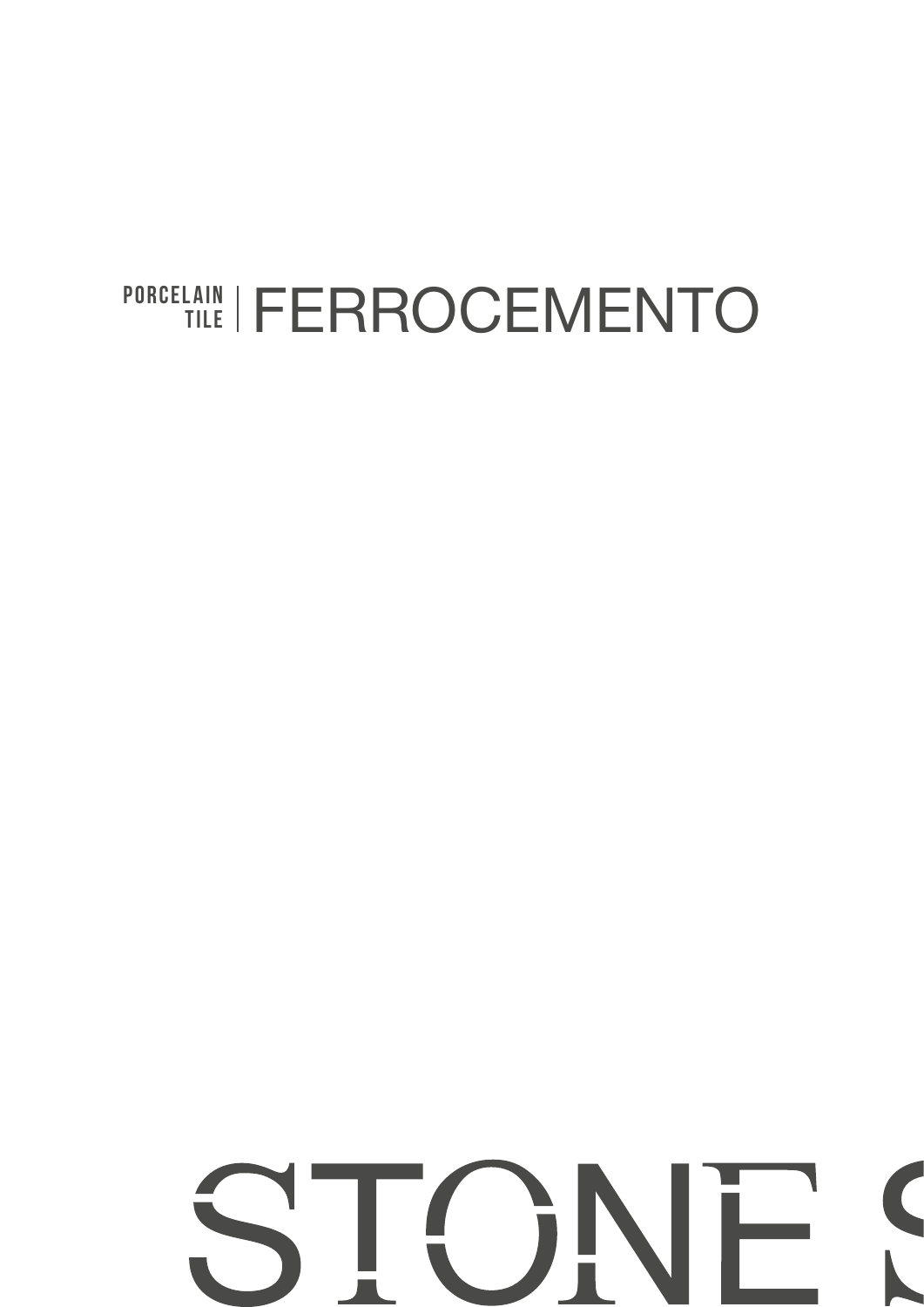PORCELAIN TILE | FERROCEMENTO

STONE S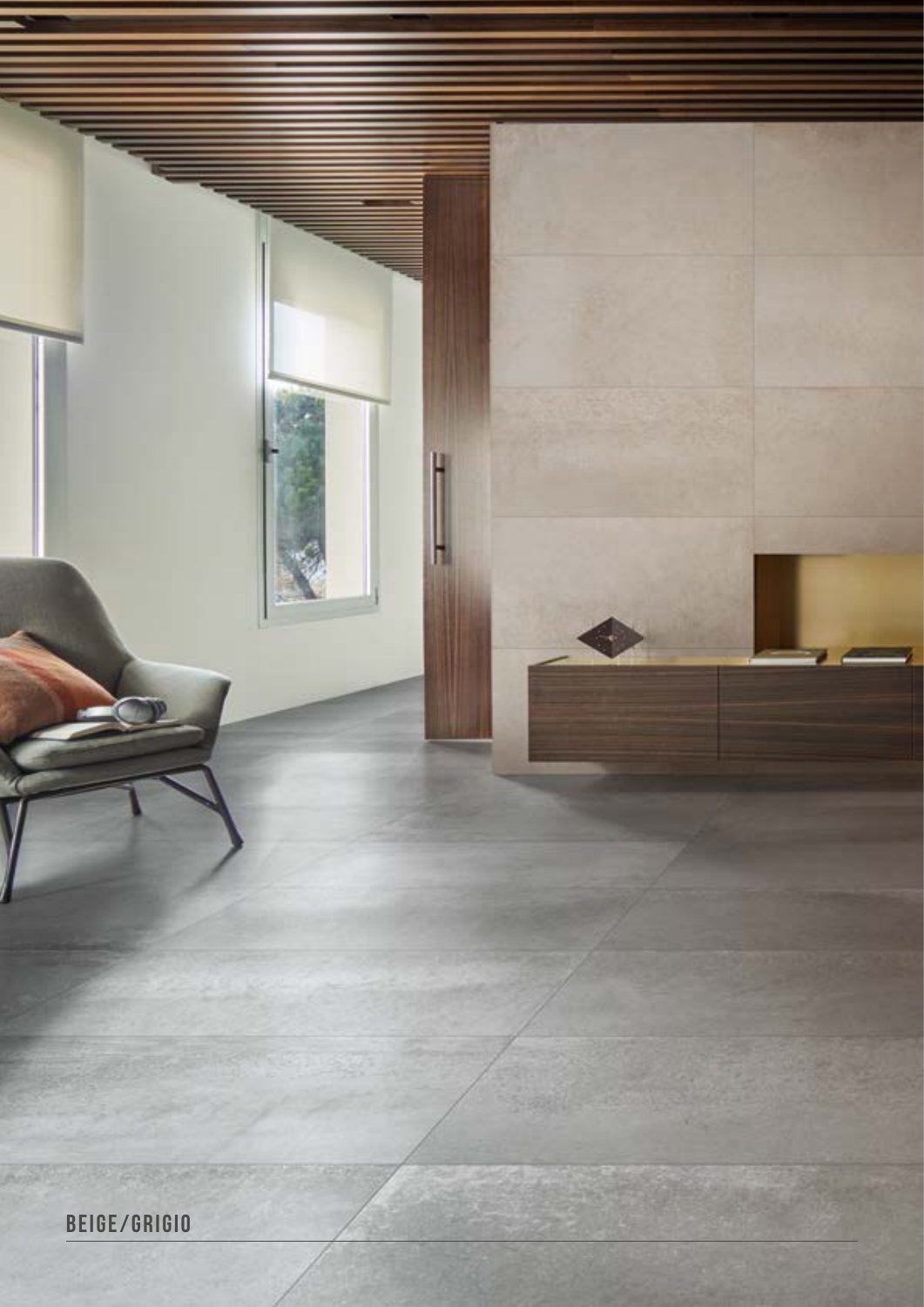BEIGE/GRIGIO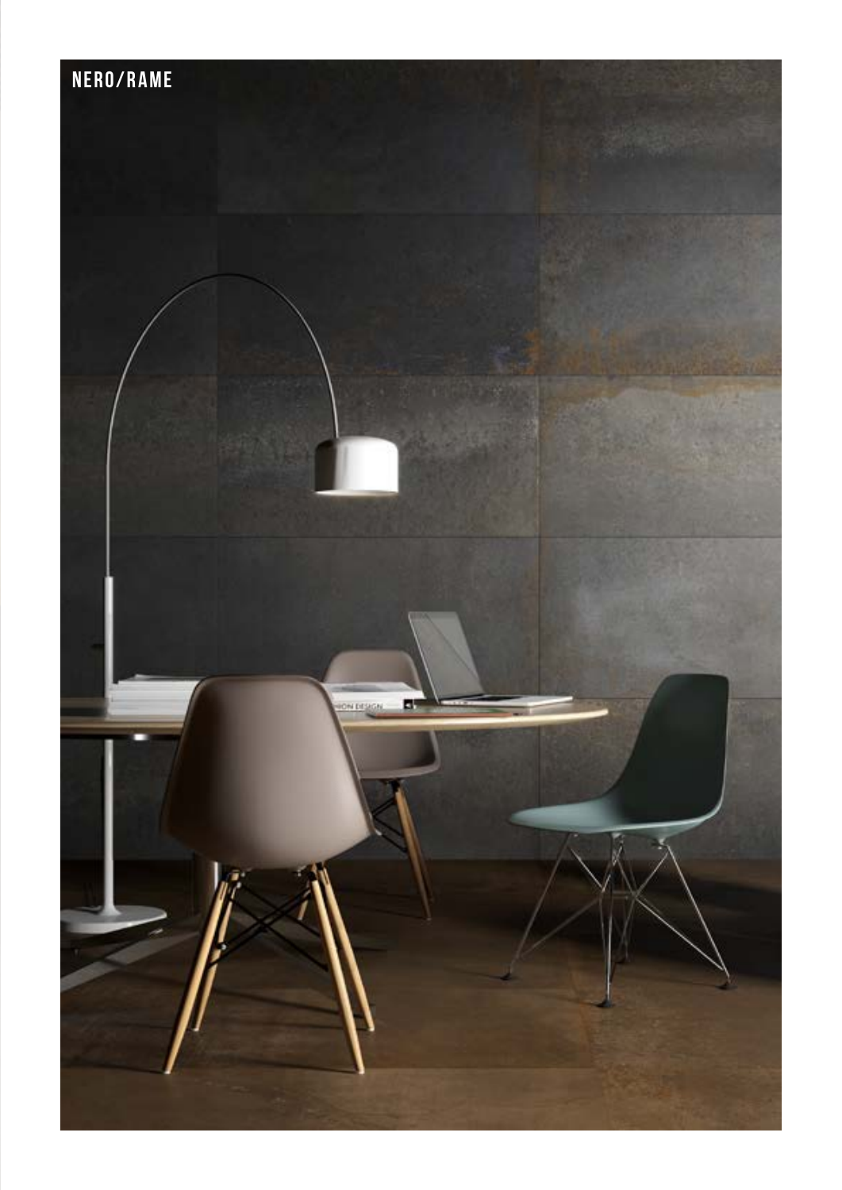# NERO/RAME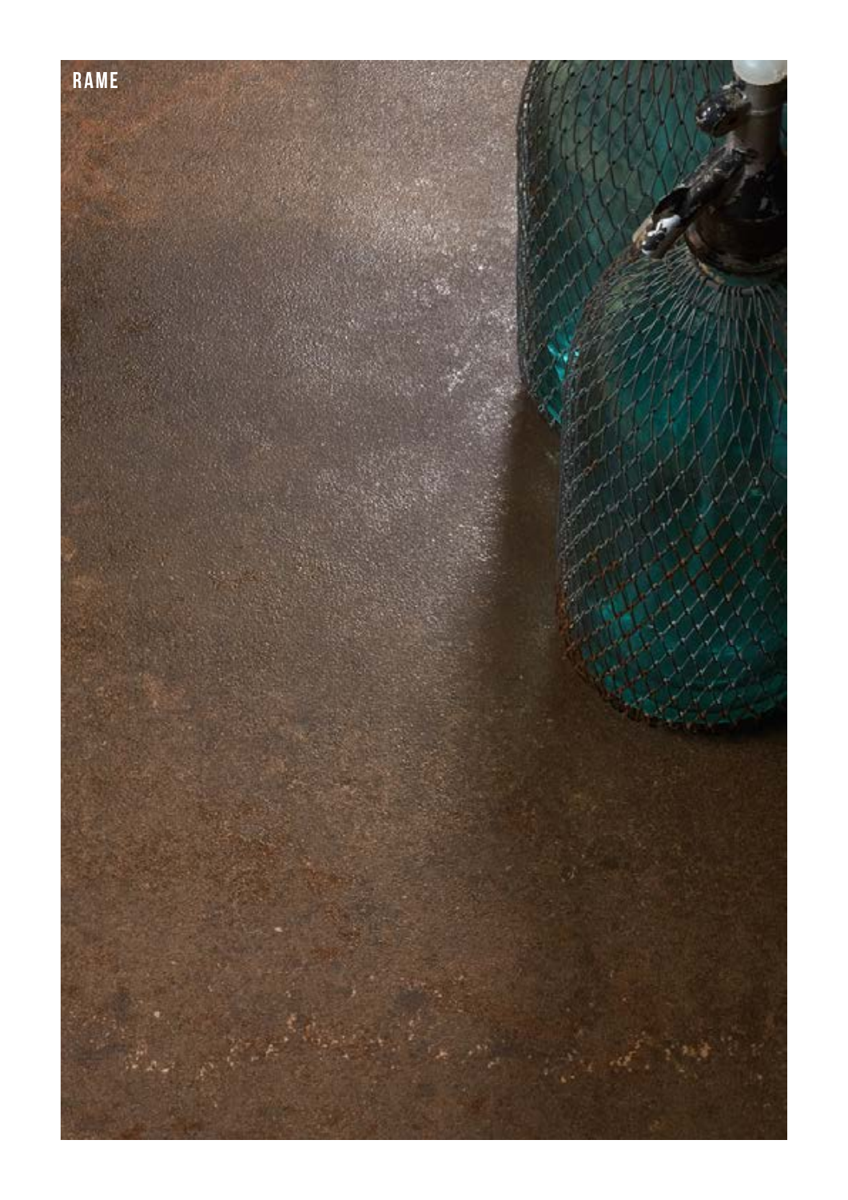RAME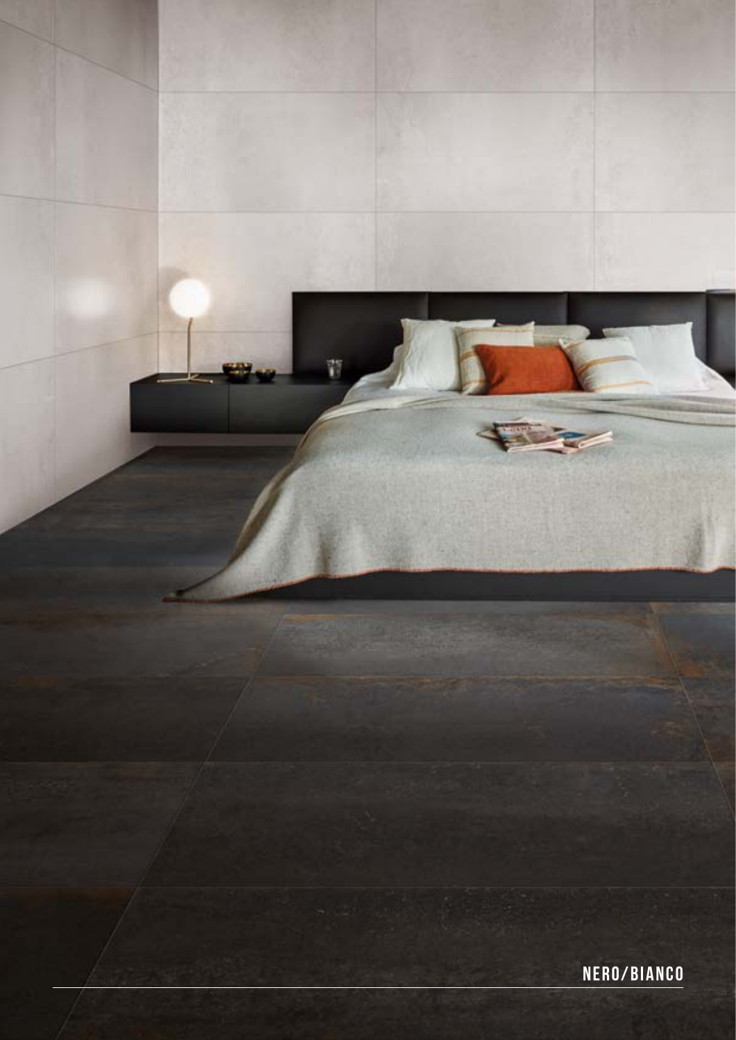NERO/BIANCO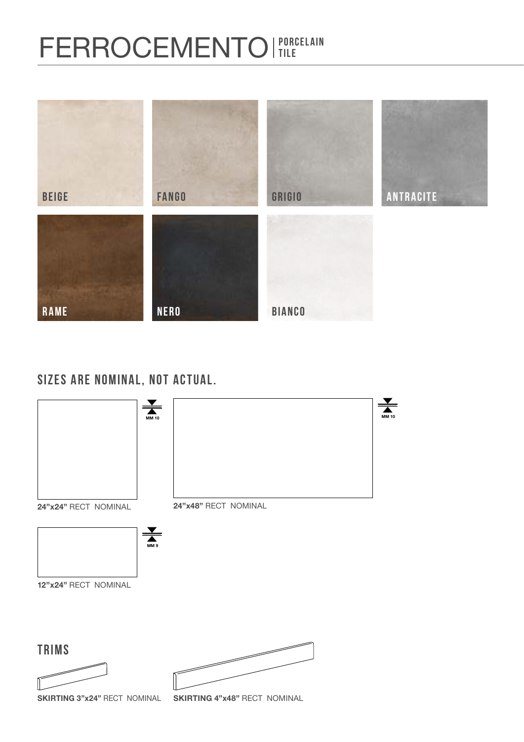# FERROCEMENTO | PORCELAIN TILE

BEIGE

FANGO

GRIGIO

ANTRACITE

RAME

NERO

BIANCO

## SIZES ARE NOMINAL, NOT ACTUAL.

MM 10

**24"x24"** RECT NOMINAL

MM 10

**24"x48"** RECT NOMINAL

MM 9

**12"x24"** RECT NOMINAL

## TRIMS

**SKIRTING 3"x24"** RECT NOMINAL

**SKIRTING 4"x48"** RECT NOMINAL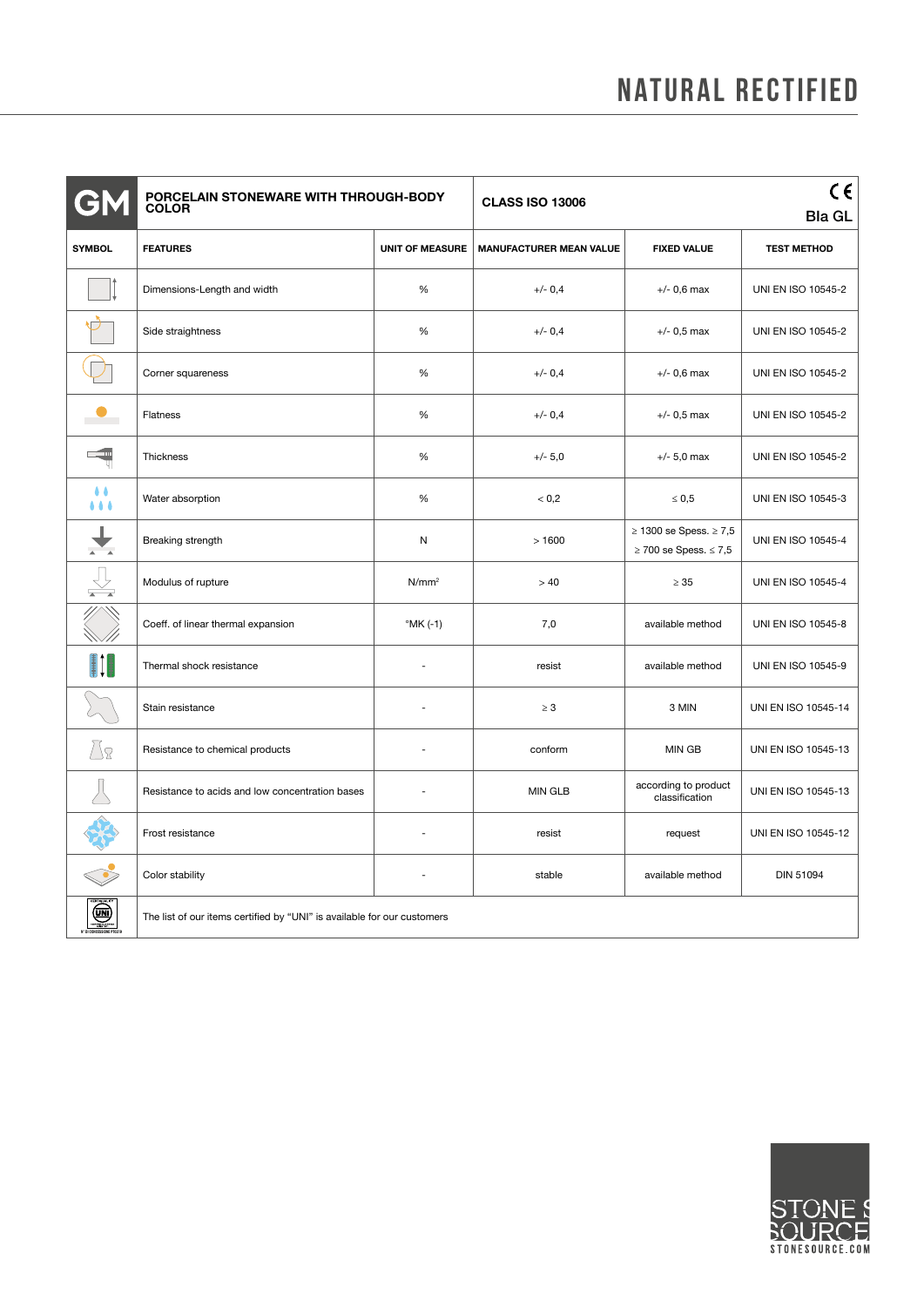# NATURAL RECTIFIED

| GM | PORCELAIN STONEWARE WITH THROUGH-BODY COLOR | | CLASS ISO 13006 | | CE Bla GL |
|---|---|---|---|---|---|
| **SYMBOL** | **FEATURES** | **UNIT OF MEASURE** | **MANUFACTURER MEAN VALUE** | **FIXED VALUE** | **TEST METHOD** |
| | Dimensions-Length and width | % | +/- 0,4 | +/- 0,6 max | UNI EN ISO 10545-2 |
| | Side straightness | % | +/- 0,4 | +/- 0,5 max | UNI EN ISO 10545-2 |
| | Corner squareness | % | +/- 0,4 | +/- 0,6 max | UNI EN ISO 10545-2 |
| | Flatness | % | +/- 0,4 | +/- 0,5 max | UNI EN ISO 10545-2 |
| | Thickness | % | +/- 5,0 | +/- 5,0 max | UNI EN ISO 10545-2 |
| | Water absorption | % | < 0,2 | ≤ 0,5 | UNI EN ISO 10545-3 |
| | Breaking strength | N | > 1600 | ≥ 1300 se Spess. ≥ 7,5<br>≥ 700 se Spess. ≤ 7,5 | UNI EN ISO 10545-4 |
| | Modulus of rupture | N/mm² | > 40 | ≥ 35 | UNI EN ISO 10545-4 |
| | Coeff. of linear thermal expansion | °MK (-1) | 7,0 | available method | UNI EN ISO 10545-8 |
| | Thermal shock resistance | - | resist | available method | UNI EN ISO 10545-9 |
| | Stain resistance | - | ≥ 3 | 3 MIN | UNI EN ISO 10545-14 |
| | Resistance to chemical products | - | conform | MIN GB | UNI EN ISO 10545-13 |
| | Resistance to acids and low concentration bases | - | MIN GLB | according to product classification | UNI EN ISO 10545-13 |
| | Frost resistance | - | resist | request | UNI EN ISO 10545-12 |
| | Color stability | - | stable | available method | DIN 51094 |
| | The list of our items certified by "UNI" is available for our customers | | | | |

STONE SOURCE
STONESOURCE.COM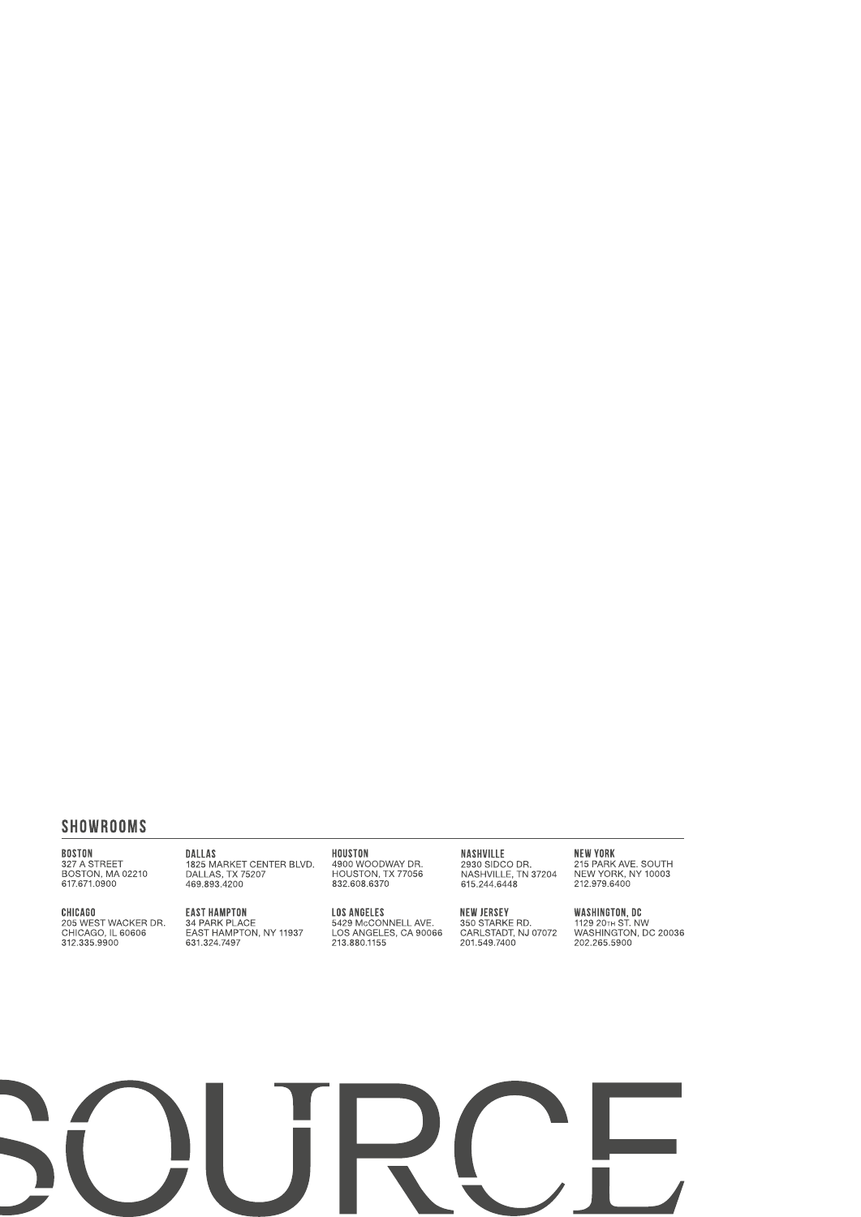## SHOWROOMS

**BOSTON**
327 A STREET
BOSTON, MA 02210
617.671.0900

**CHICAGO**
205 WEST WACKER DR.
CHICAGO, IL 60606
312.335.9900

**DALLAS**
1825 MARKET CENTER BLVD.
DALLAS, TX 75207
469.893.4200

**EAST HAMPTON**
34 PARK PLACE
EAST HAMPTON, NY 11937
631.324.7497

**HOUSTON**
4900 WOODWAY DR.
HOUSTON, TX 77056
832.608.6370

**LOS ANGELES**
5429 McCONNELL AVE.
LOS ANGELES, CA 90066
213.880.1155

**NASHVILLE**
2930 SIDCO DR.
NASHVILLE, TN 37204
615.244.6448

**NEW JERSEY**
350 STARKE RD.
CARLSTADT, NJ 07072
201.549.7400

**NEW YORK**
215 PARK AVE. SOUTH
NEW YORK, NY 10003
212.979.6400

**WASHINGTON, DC**
1129 20TH ST. NW
WASHINGTON, DC 20036
202.265.5900

SOURCE